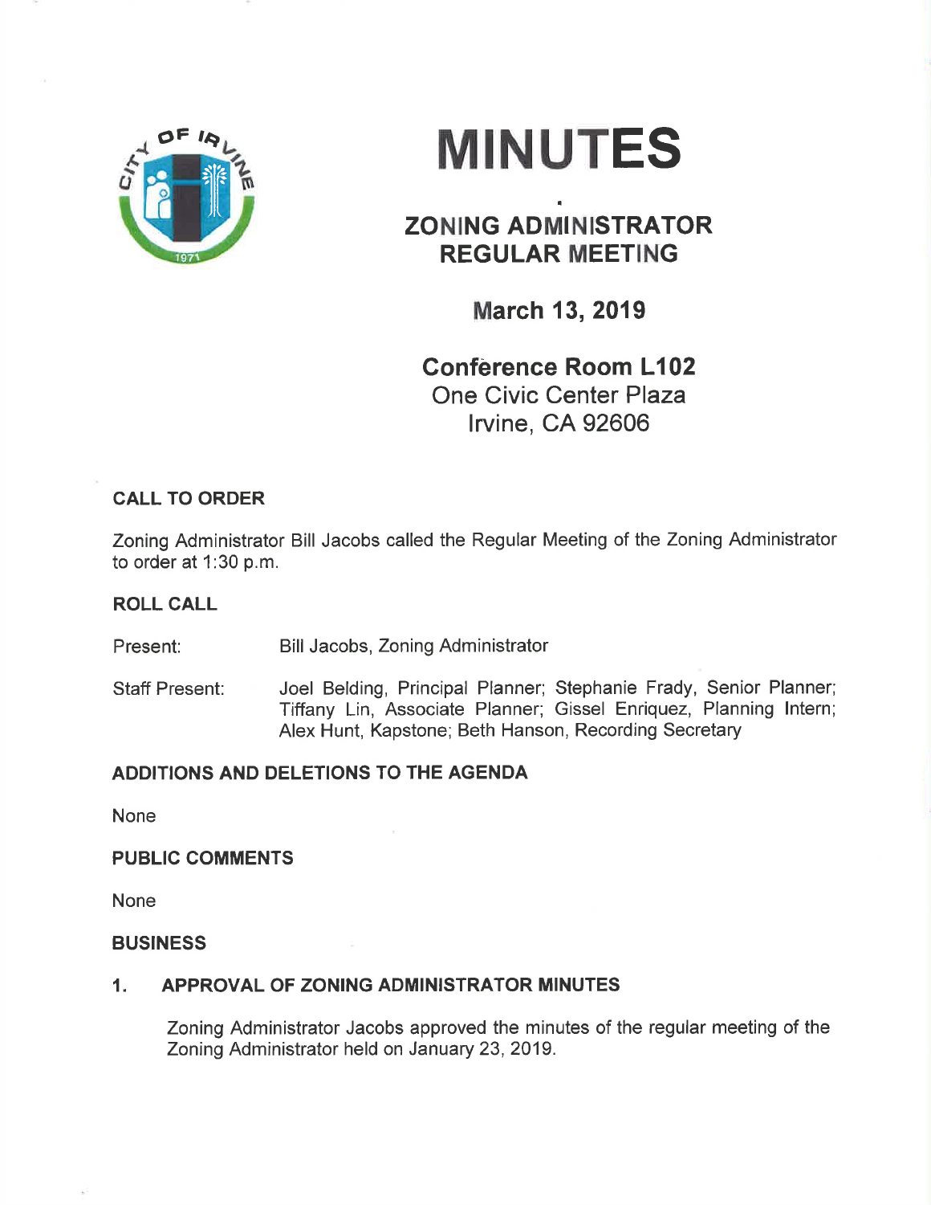# MINUTES

## ZONING ADMINISTRATOR REGULAR MEETING

### March 13, 2019

**Conference Room L102**
One Civic Center Plaza
Irvine, CA 92606

**CALL TO ORDER**

Zoning Administrator Bill Jacobs called the Regular Meeting of the Zoning Administrator to order at 1:30 p.m.

**ROLL CALL**

Present: Bill Jacobs, Zoning Administrator

Staff Present: Joel Belding, Principal Planner; Stephanie Frady, Senior Planner; Tiffany Lin, Associate Planner; Gissel Enriquez, Planning Intern; Alex Hunt, Kapstone; Beth Hanson, Recording Secretary

**ADDITIONS AND DELETIONS TO THE AGENDA**

None

**PUBLIC COMMENTS**

None

**BUSINESS**

**1. APPROVAL OF ZONING ADMINISTRATOR MINUTES**

Zoning Administrator Jacobs approved the minutes of the regular meeting of the Zoning Administrator held on January 23, 2019.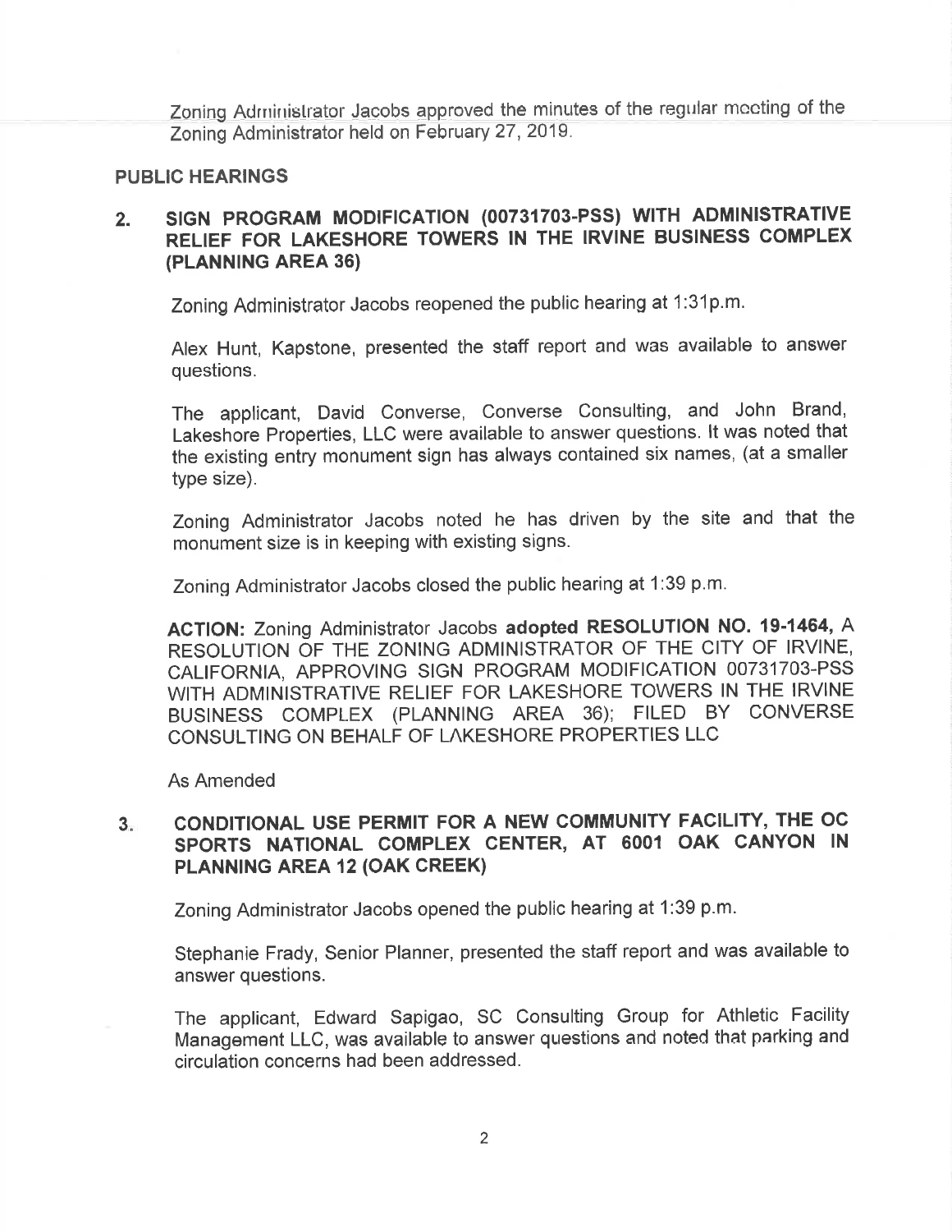Zoning Administrator Jacobs approved the minutes of the regular meeting of the Zoning Administrator held on February 27, 2019.

## PUBLIC HEARINGS

### 2. SIGN PROGRAM MODIFICATION (00731703-PSS) WITH ADMINISTRATIVE RELIEF FOR LAKESHORE TOWERS IN THE IRVINE BUSINESS COMPLEX (PLANNING AREA 36)

Zoning Administrator Jacobs reopened the public hearing at 1:31p.m.

Alex Hunt, Kapstone, presented the staff report and was available to answer questions.

The applicant, David Converse, Converse Consulting, and John Brand, Lakeshore Properties, LLC were available to answer questions. It was noted that the existing entry monument sign has always contained six names, (at a smaller type size).

Zoning Administrator Jacobs noted he has driven by the site and that the monument size is in keeping with existing signs.

Zoning Administrator Jacobs closed the public hearing at 1:39 p.m.

**ACTION:** Zoning Administrator Jacobs **adopted RESOLUTION NO. 19-1464,** A RESOLUTION OF THE ZONING ADMINISTRATOR OF THE CITY OF IRVINE, CALIFORNIA, APPROVING SIGN PROGRAM MODIFICATION 00731703-PSS WITH ADMINISTRATIVE RELIEF FOR LAKESHORE TOWERS IN THE IRVINE BUSINESS COMPLEX (PLANNING AREA 36); FILED BY CONVERSE CONSULTING ON BEHALF OF LAKESHORE PROPERTIES LLC

As Amended

### 3. CONDITIONAL USE PERMIT FOR A NEW COMMUNITY FACILITY, THE OC SPORTS NATIONAL COMPLEX CENTER, AT 6001 OAK CANYON IN PLANNING AREA 12 (OAK CREEK)

Zoning Administrator Jacobs opened the public hearing at 1:39 p.m.

Stephanie Frady, Senior Planner, presented the staff report and was available to answer questions.

The applicant, Edward Sapigao, SC Consulting Group for Athletic Facility Management LLC, was available to answer questions and noted that parking and circulation concerns had been addressed.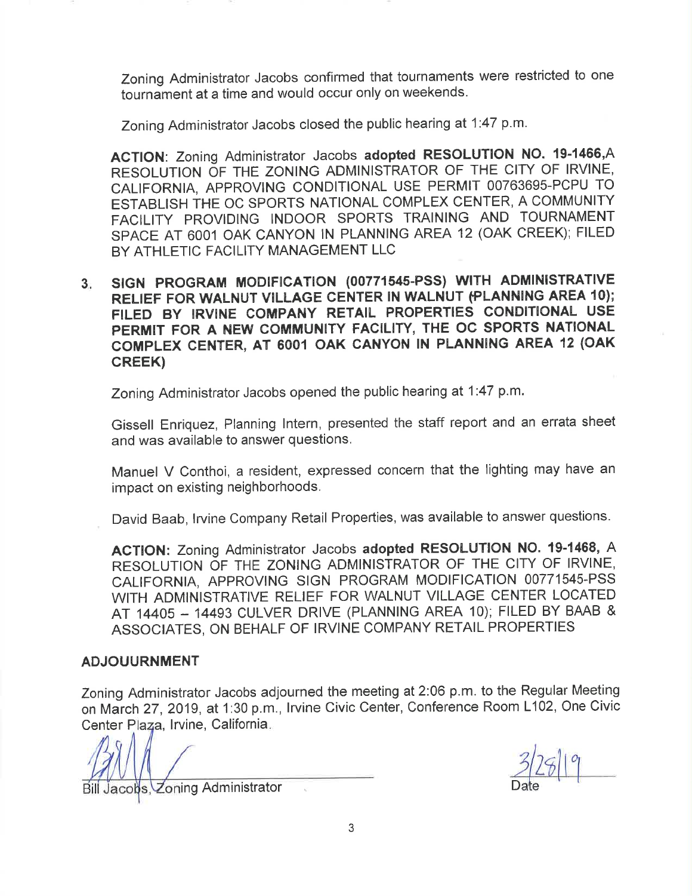Zoning Administrator Jacobs confirmed that tournaments were restricted to one tournament at a time and would occur only on weekends.

Zoning Administrator Jacobs closed the public hearing at 1:47 p.m.

**ACTION**: Zoning Administrator Jacobs **adopted RESOLUTION NO. 19-1466,**A RESOLUTION OF THE ZONING ADMINISTRATOR OF THE CITY OF IRVINE, CALIFORNIA, APPROVING CONDITIONAL USE PERMIT 00763695-PCPU TO ESTABLISH THE OC SPORTS NATIONAL COMPLEX CENTER, A COMMUNITY FACILITY PROVIDING INDOOR SPORTS TRAINING AND TOURNAMENT SPACE AT 6001 OAK CANYON IN PLANNING AREA 12 (OAK CREEK); FILED BY ATHLETIC FACILITY MANAGEMENT LLC

3. **SIGN PROGRAM MODIFICATION (00771545-PSS) WITH ADMINISTRATIVE RELIEF FOR WALNUT VILLAGE CENTER IN WALNUT (PLANNING AREA 10); FILED BY IRVINE COMPANY RETAIL PROPERTIES CONDITIONAL USE PERMIT FOR A NEW COMMUNITY FACILITY, THE OC SPORTS NATIONAL COMPLEX CENTER, AT 6001 OAK CANYON IN PLANNING AREA 12 (OAK CREEK)**

Zoning Administrator Jacobs opened the public hearing at 1:47 p.m.

Gissell Enriquez, Planning Intern, presented the staff report and an errata sheet and was available to answer questions.

Manuel V Conthoi, a resident, expressed concern that the lighting may have an impact on existing neighborhoods.

David Baab, Irvine Company Retail Properties, was available to answer questions.

**ACTION:** Zoning Administrator Jacobs **adopted RESOLUTION NO. 19-1468,** A RESOLUTION OF THE ZONING ADMINISTRATOR OF THE CITY OF IRVINE, CALIFORNIA, APPROVING SIGN PROGRAM MODIFICATION 00771545-PSS WITH ADMINISTRATIVE RELIEF FOR WALNUT VILLAGE CENTER LOCATED AT 14405 – 14493 CULVER DRIVE (PLANNING AREA 10); FILED BY BAAB & ASSOCIATES, ON BEHALF OF IRVINE COMPANY RETAIL PROPERTIES

## ADJOUURNMENT

Zoning Administrator Jacobs adjourned the meeting at 2:06 p.m. to the Regular Meeting on March 27, 2019, at 1:30 p.m., Irvine Civic Center, Conference Room L102, One Civic Center Plaza, Irvine, California.

Bill Jacobs, Zoning Administrator

3/28/19
Date